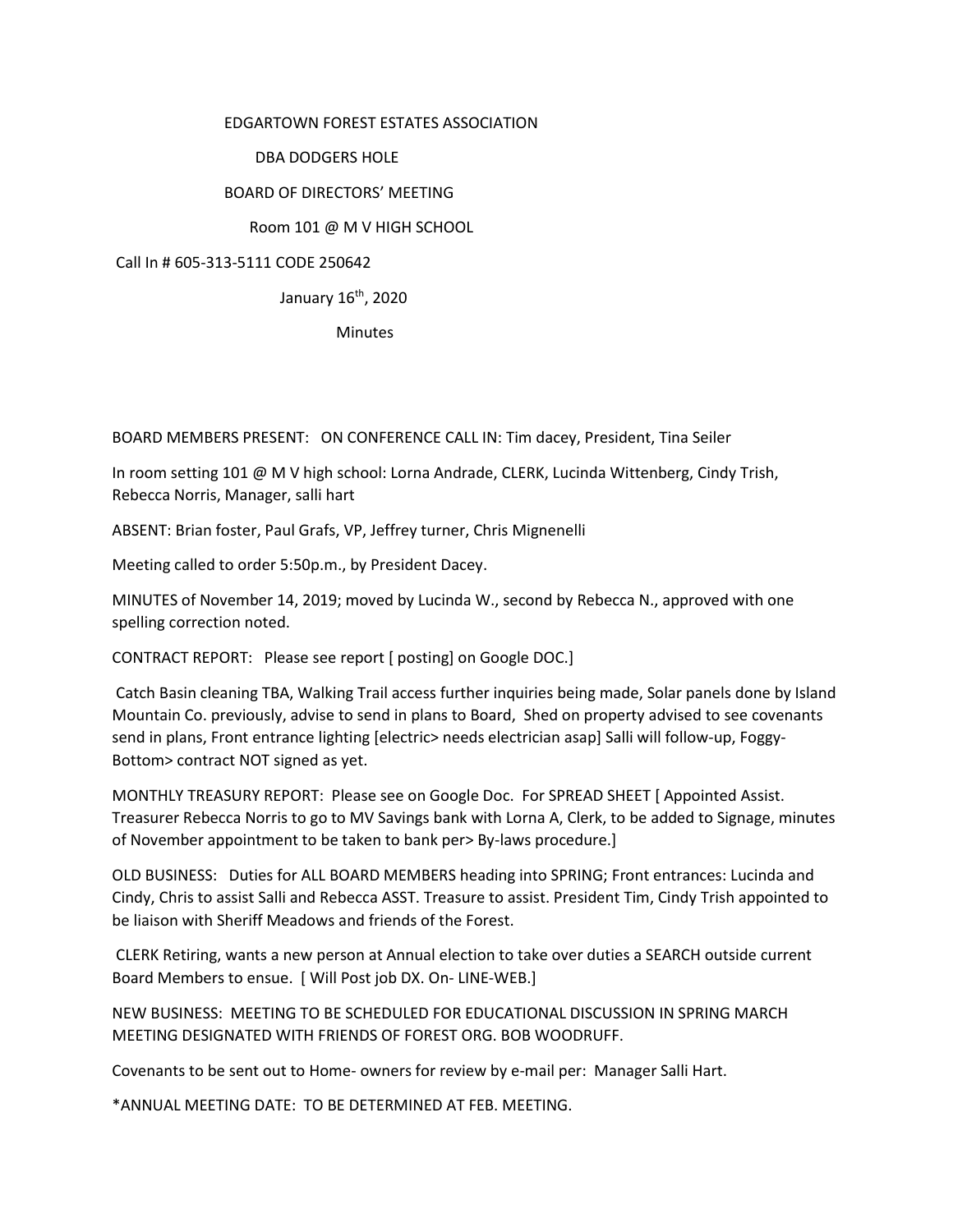EDGARTOWN FOREST ESTATES ASSOCIATION

DBA DODGERS HOLE

BOARD OF DIRECTORS' MEETING

Room 101 @ M V HIGH SCHOOL

Call In # 605-313-5111 CODE 250642

January 16th, 2020

Minutes

BOARD MEMBERS PRESENT: ON CONFERENCE CALL IN: Tim dacey, President, Tina Seiler

In room setting 101 @ M V high school: Lorna Andrade, CLERK, Lucinda Wittenberg, Cindy Trish, Rebecca Norris, Manager, salli hart

ABSENT: Brian foster, Paul Grafs, VP, Jeffrey turner, Chris Mignenelli

Meeting called to order 5:50p.m., by President Dacey.

MINUTES of November 14, 2019; moved by Lucinda W., second by Rebecca N., approved with one spelling correction noted.

CONTRACT REPORT: Please see report [ posting] on Google DOC.]

Catch Basin cleaning TBA, Walking Trail access further inquiries being made, Solar panels done by Island Mountain Co. previously, advise to send in plans to Board, Shed on property advised to see covenants send in plans, Front entrance lighting [electric> needs electrician asap] Salli will follow-up, Foggy-Bottom> contract NOT signed as yet.

MONTHLY TREASURY REPORT: Please see on Google Doc. For SPREAD SHEET [ Appointed Assist. Treasurer Rebecca Norris to go to MV Savings bank with Lorna A, Clerk, to be added to Signage, minutes of November appointment to be taken to bank per> By-laws procedure.]

OLD BUSINESS: Duties for ALL BOARD MEMBERS heading into SPRING; Front entrances: Lucinda and Cindy, Chris to assist Salli and Rebecca ASST. Treasure to assist. President Tim, Cindy Trish appointed to be liaison with Sheriff Meadows and friends of the Forest.

CLERK Retiring, wants a new person at Annual election to take over duties a SEARCH outside current Board Members to ensue. [ Will Post job DX. On- LINE-WEB.]

NEW BUSINESS: MEETING TO BE SCHEDULED FOR EDUCATIONAL DISCUSSION IN SPRING MARCH MEETING DESIGNATED WITH FRIENDS OF FOREST ORG. BOB WOODRUFF.

Covenants to be sent out to Home- owners for review by e-mail per: Manager Salli Hart.

*ANNUAL MEETING DATE: TO BE DETERMINED AT FEB. MEETING.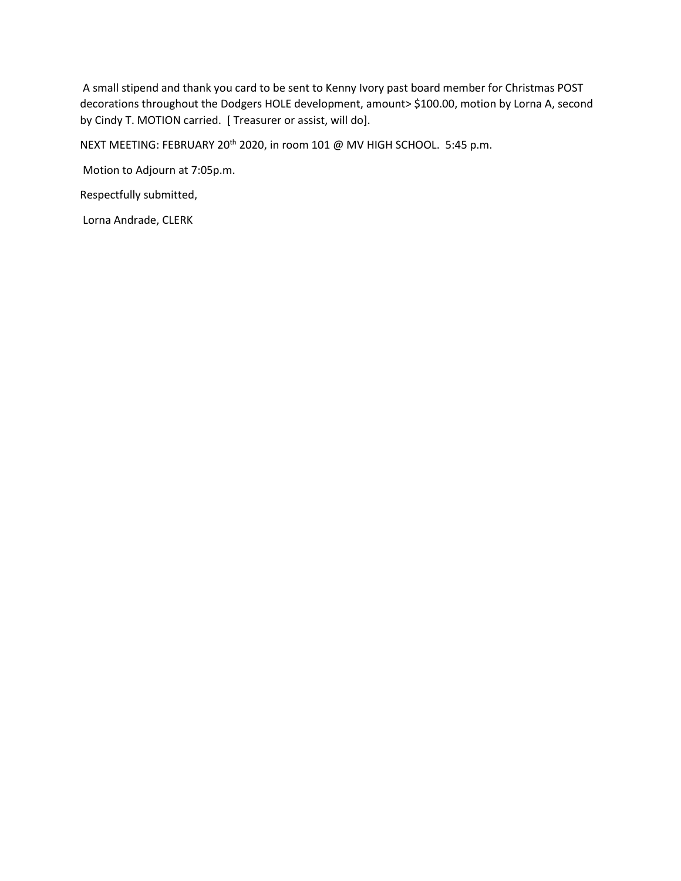A small stipend and thank you card to be sent to Kenny Ivory past board member for Christmas POST decorations throughout the Dodgers HOLE development, amount> $100.00, motion by Lorna A, second by Cindy T. MOTION carried. [ Treasurer or assist, will do].

NEXT MEETING: FEBRUARY 20th 2020, in room 101 @ MV HIGH SCHOOL. 5:45 p.m.

Motion to Adjourn at 7:05p.m.

Respectfully submitted,

Lorna Andrade, CLERK